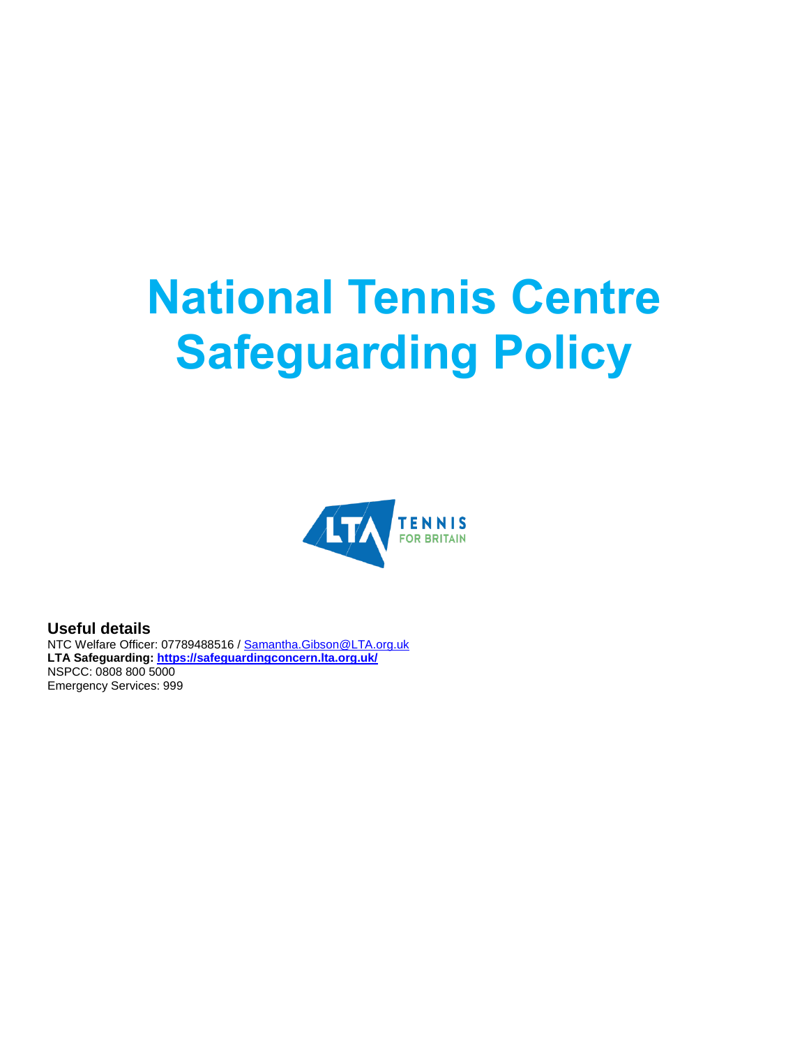# National Tennis Centre Safeguarding Policy

LTA TENNIS FOR BRITAIN

## Useful details

NTC Welfare Officer: 07789488516 / Samantha.Gibson@LTA.org.uk
**LTA Safeguarding: https://safeguardingconcern.lta.org.uk/**
NSPCC: 0808 800 5000
Emergency Services: 999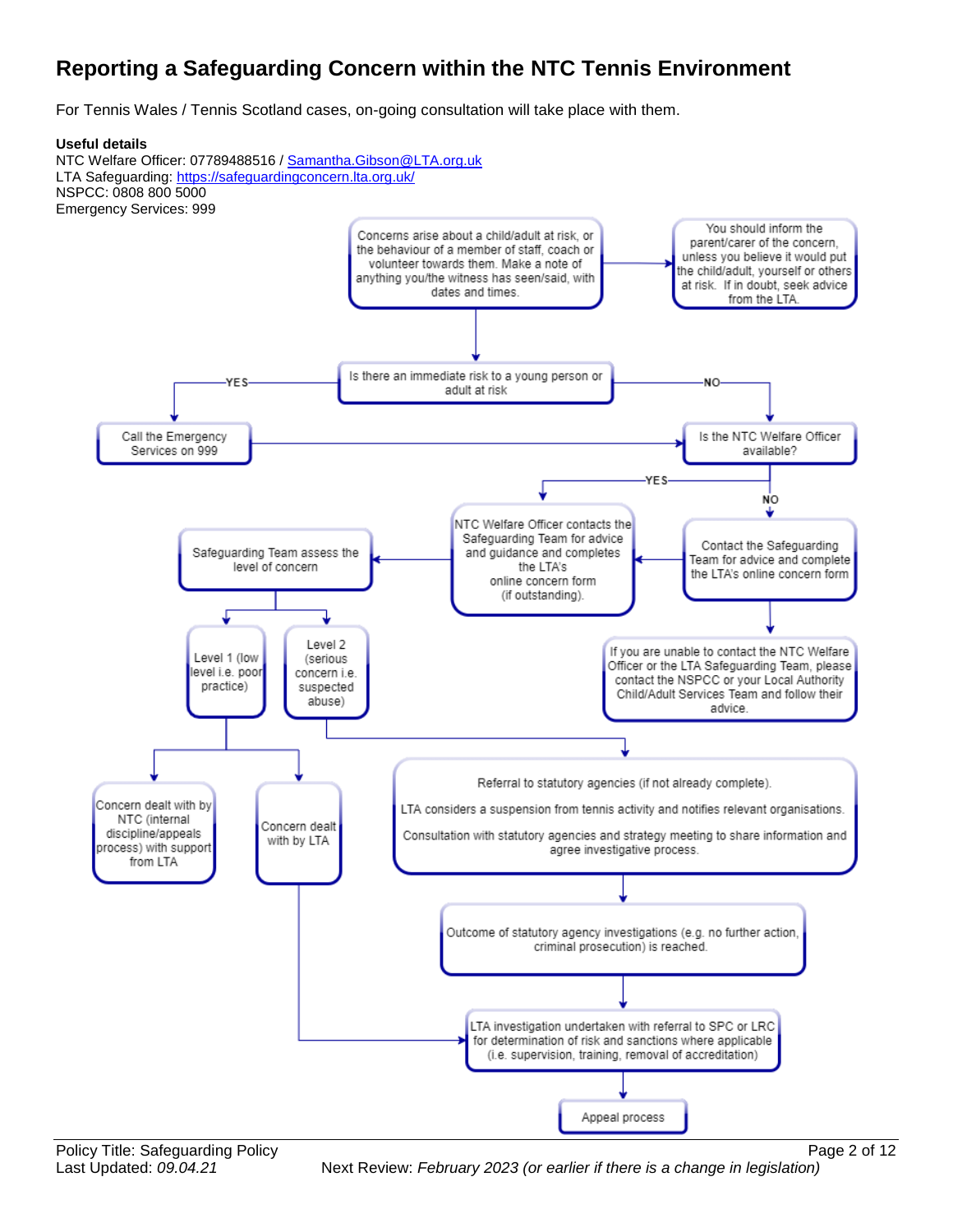# Reporting a Safeguarding Concern within the NTC Tennis Environment

For Tennis Wales / Tennis Scotland cases, on-going consultation will take place with them.

**Useful details**

NTC Welfare Officer: 07789488516 / Samantha.Gibson@LTA.org.uk
LTA Safeguarding: https://safeguardingconcern.lta.org.uk/
NSPCC: 0808 800 5000
Emergency Services: 999

Concerns arise about a child/adult at risk, or the behaviour of a member of staff, coach or volunteer towards them. Make a note of anything you/the witness has seen/said, with dates and times.

You should inform the parent/carer of the concern, unless you believe it would put the child/adult, yourself or others at risk. If in doubt, seek advice from the LTA.

Is there an immediate risk to a young person or adult at risk

YES

Call the Emergency Services on 999

NO

Is the NTC Welfare Officer available?

YES

NTC Welfare Officer contacts the Safeguarding Team for advice and guidance and completes the LTA's online concern form (if outstanding).

NO

Contact the Safeguarding Team for advice and complete the LTA's online concern form

If you are unable to contact the NTC Welfare Officer or the LTA Safeguarding Team, please contact the NSPCC or your Local Authority Child/Adult Services Team and follow their advice.

Safeguarding Team assess the level of concern

Level 1 (low level i.e. poor practice)

Level 2 (serious concern i.e. suspected abuse)

Concern dealt with by NTC (internal discipline/appeals process) with support from LTA

Concern dealt with by LTA

Referral to statutory agencies (if not already complete).

LTA considers a suspension from tennis activity and notifies relevant organisations.

Consultation with statutory agencies and strategy meeting to share information and agree investigative process.

Outcome of statutory agency investigations (e.g. no further action, criminal prosecution) is reached.

LTA investigation undertaken with referral to SPC or LRC for determination of risk and sanctions where applicable (i.e. supervision, training, removal of accreditation)

Appeal process

Policy Title: Safeguarding Policy
Last Updated: *09.04.21*
Next Review: *February 2023 (or earlier if there is a change in legislation)*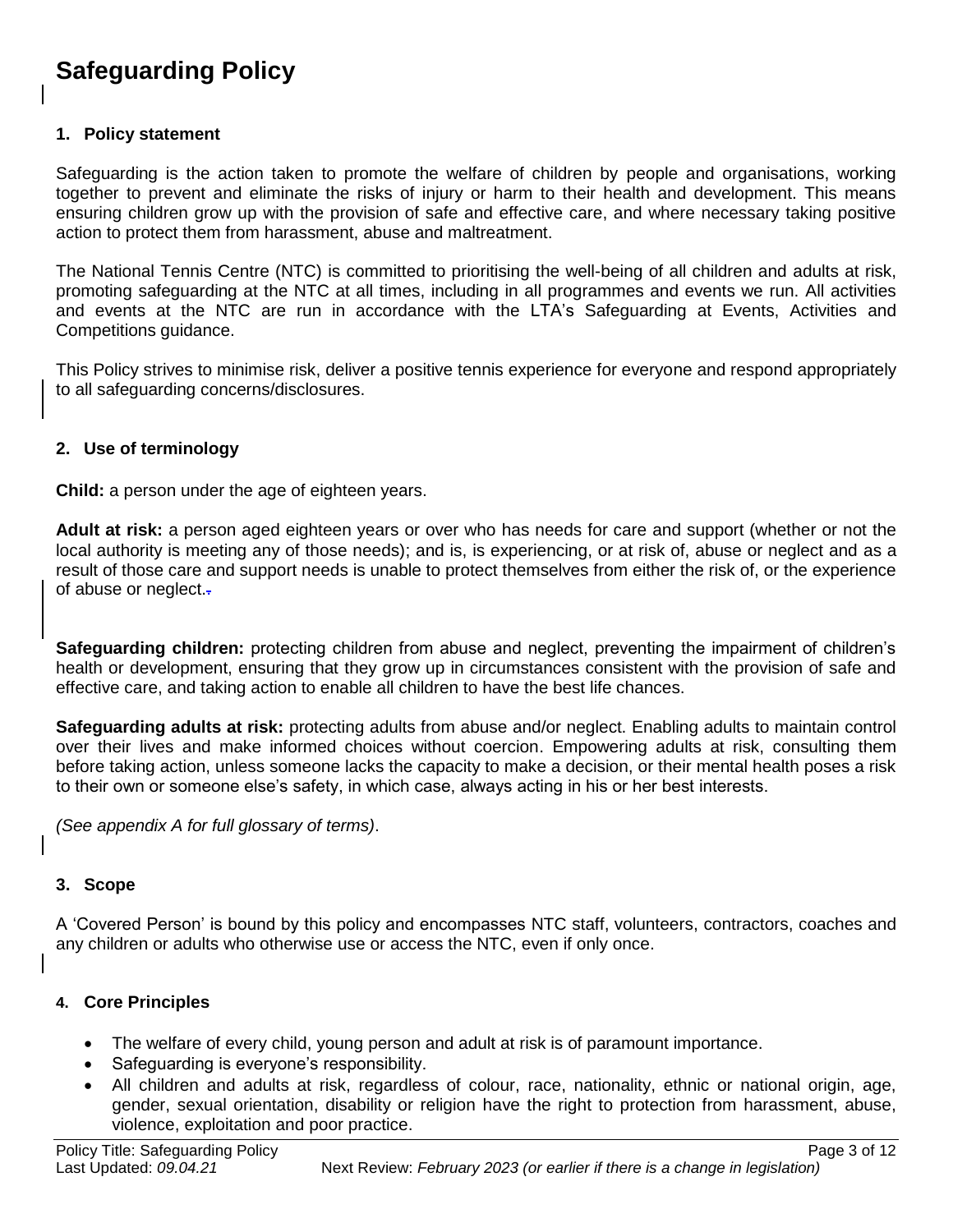# Safeguarding Policy

## 1. Policy statement

Safeguarding is the action taken to promote the welfare of children by people and organisations, working together to prevent and eliminate the risks of injury or harm to their health and development. This means ensuring children grow up with the provision of safe and effective care, and where necessary taking positive action to protect them from harassment, abuse and maltreatment.

The National Tennis Centre (NTC) is committed to prioritising the well-being of all children and adults at risk, promoting safeguarding at the NTC at all times, including in all programmes and events we run. All activities and events at the NTC are run in accordance with the LTA's Safeguarding at Events, Activities and Competitions guidance.

This Policy strives to minimise risk, deliver a positive tennis experience for everyone and respond appropriately to all safeguarding concerns/disclosures.

## 2. Use of terminology

**Child:** a person under the age of eighteen years.

**Adult at risk:** a person aged eighteen years or over who has needs for care and support (whether or not the local authority is meeting any of those needs); and is, is experiencing, or at risk of, abuse or neglect and as a result of those care and support needs is unable to protect themselves from either the risk of, or the experience of abuse or neglect.

**Safeguarding children:** protecting children from abuse and neglect, preventing the impairment of children's health or development, ensuring that they grow up in circumstances consistent with the provision of safe and effective care, and taking action to enable all children to have the best life chances.

**Safeguarding adults at risk:** protecting adults from abuse and/or neglect. Enabling adults to maintain control over their lives and make informed choices without coercion. Empowering adults at risk, consulting them before taking action, unless someone lacks the capacity to make a decision, or their mental health poses a risk to their own or someone else's safety, in which case, always acting in his or her best interests.

*(See appendix A for full glossary of terms)*.

## 3. Scope

A 'Covered Person' is bound by this policy and encompasses NTC staff, volunteers, contractors, coaches and any children or adults who otherwise use or access the NTC, even if only once.

## 4. Core Principles

- The welfare of every child, young person and adult at risk is of paramount importance.
- Safeguarding is everyone's responsibility.
- All children and adults at risk, regardless of colour, race, nationality, ethnic or national origin, age, gender, sexual orientation, disability or religion have the right to protection from harassment, abuse, violence, exploitation and poor practice.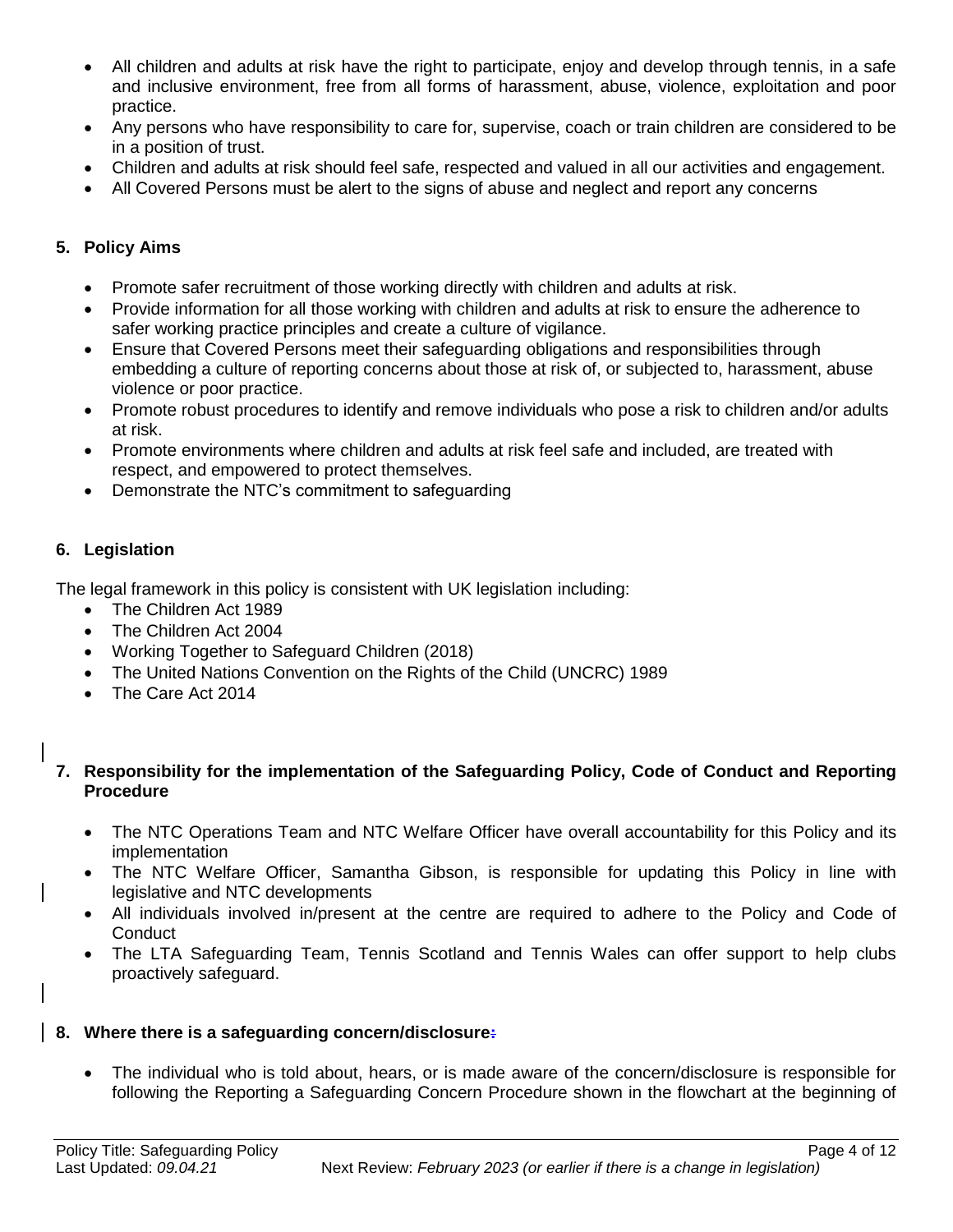- All children and adults at risk have the right to participate, enjoy and develop through tennis, in a safe and inclusive environment, free from all forms of harassment, abuse, violence, exploitation and poor practice.
- Any persons who have responsibility to care for, supervise, coach or train children are considered to be in a position of trust.
- Children and adults at risk should feel safe, respected and valued in all our activities and engagement.
- All Covered Persons must be alert to the signs of abuse and neglect and report any concerns

## 5. Policy Aims

- Promote safer recruitment of those working directly with children and adults at risk.
- Provide information for all those working with children and adults at risk to ensure the adherence to safer working practice principles and create a culture of vigilance.
- Ensure that Covered Persons meet their safeguarding obligations and responsibilities through embedding a culture of reporting concerns about those at risk of, or subjected to, harassment, abuse violence or poor practice.
- Promote robust procedures to identify and remove individuals who pose a risk to children and/or adults at risk.
- Promote environments where children and adults at risk feel safe and included, are treated with respect, and empowered to protect themselves.
- Demonstrate the NTC's commitment to safeguarding

## 6. Legislation

The legal framework in this policy is consistent with UK legislation including:

- The Children Act 1989
- The Children Act 2004
- Working Together to Safeguard Children (2018)
- The United Nations Convention on the Rights of the Child (UNCRC) 1989
- The Care Act 2014

## 7. Responsibility for the implementation of the Safeguarding Policy, Code of Conduct and Reporting Procedure

- The NTC Operations Team and NTC Welfare Officer have overall accountability for this Policy and its implementation
- The NTC Welfare Officer, Samantha Gibson, is responsible for updating this Policy in line with legislative and NTC developments
- All individuals involved in/present at the centre are required to adhere to the Policy and Code of Conduct
- The LTA Safeguarding Team, Tennis Scotland and Tennis Wales can offer support to help clubs proactively safeguard.

## 8. Where there is a safeguarding concern/disclosure:

- The individual who is told about, hears, or is made aware of the concern/disclosure is responsible for following the Reporting a Safeguarding Concern Procedure shown in the flowchart at the beginning of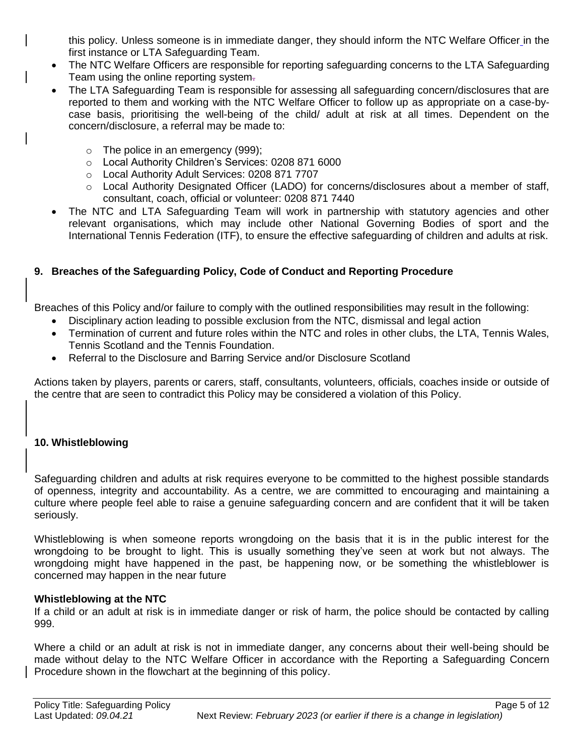this policy. Unless someone is in immediate danger, they should inform the NTC Welfare Officer in the first instance or LTA Safeguarding Team.

- The NTC Welfare Officers are responsible for reporting safeguarding concerns to the LTA Safeguarding Team using the online reporting system.
- The LTA Safeguarding Team is responsible for assessing all safeguarding concern/disclosures that are reported to them and working with the NTC Welfare Officer to follow up as appropriate on a case-by-case basis, prioritising the well-being of the child/ adult at risk at all times. Dependent on the concern/disclosure, a referral may be made to:
  - The police in an emergency (999);
  - Local Authority Children's Services: 0208 871 6000
  - Local Authority Adult Services: 0208 871 7707
  - Local Authority Designated Officer (LADO) for concerns/disclosures about a member of staff, consultant, coach, official or volunteer: 0208 871 7440
- The NTC and LTA Safeguarding Team will work in partnership with statutory agencies and other relevant organisations, which may include other National Governing Bodies of sport and the International Tennis Federation (ITF), to ensure the effective safeguarding of children and adults at risk.

## 9. Breaches of the Safeguarding Policy, Code of Conduct and Reporting Procedure

Breaches of this Policy and/or failure to comply with the outlined responsibilities may result in the following:

- Disciplinary action leading to possible exclusion from the NTC, dismissal and legal action
- Termination of current and future roles within the NTC and roles in other clubs, the LTA, Tennis Wales, Tennis Scotland and the Tennis Foundation.
- Referral to the Disclosure and Barring Service and/or Disclosure Scotland

Actions taken by players, parents or carers, staff, consultants, volunteers, officials, coaches inside or outside of the centre that are seen to contradict this Policy may be considered a violation of this Policy.

## 10. Whistleblowing

Safeguarding children and adults at risk requires everyone to be committed to the highest possible standards of openness, integrity and accountability. As a centre, we are committed to encouraging and maintaining a culture where people feel able to raise a genuine safeguarding concern and are confident that it will be taken seriously.

Whistleblowing is when someone reports wrongdoing on the basis that it is in the public interest for the wrongdoing to be brought to light. This is usually something they've seen at work but not always. The wrongdoing might have happened in the past, be happening now, or be something the whistleblower is concerned may happen in the near future

### Whistleblowing at the NTC

If a child or an adult at risk is in immediate danger or risk of harm, the police should be contacted by calling 999.

Where a child or an adult at risk is not in immediate danger, any concerns about their well-being should be made without delay to the NTC Welfare Officer in accordance with the Reporting a Safeguarding Concern Procedure shown in the flowchart at the beginning of this policy.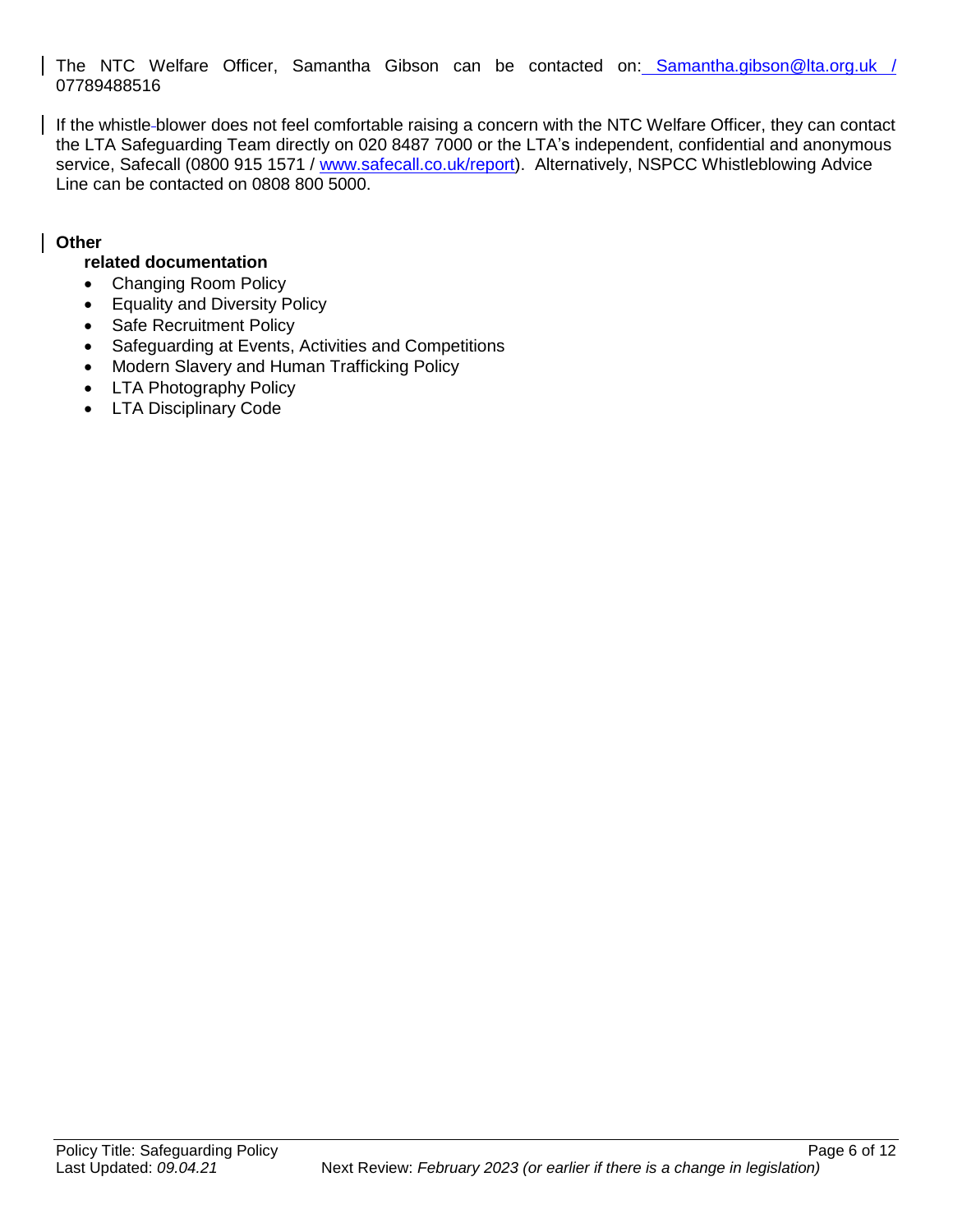The NTC Welfare Officer, Samantha Gibson can be contacted on: Samantha.gibson@lta.org.uk / 07789488516

If the whistle-blower does not feel comfortable raising a concern with the NTC Welfare Officer, they can contact the LTA Safeguarding Team directly on 020 8487 7000 or the LTA's independent, confidential and anonymous service, Safecall (0800 915 1571 / www.safecall.co.uk/report). Alternatively, NSPCC Whistleblowing Advice Line can be contacted on 0808 800 5000.

**Other related documentation**

- Changing Room Policy
- Equality and Diversity Policy
- Safe Recruitment Policy
- Safeguarding at Events, Activities and Competitions
- Modern Slavery and Human Trafficking Policy
- LTA Photography Policy
- LTA Disciplinary Code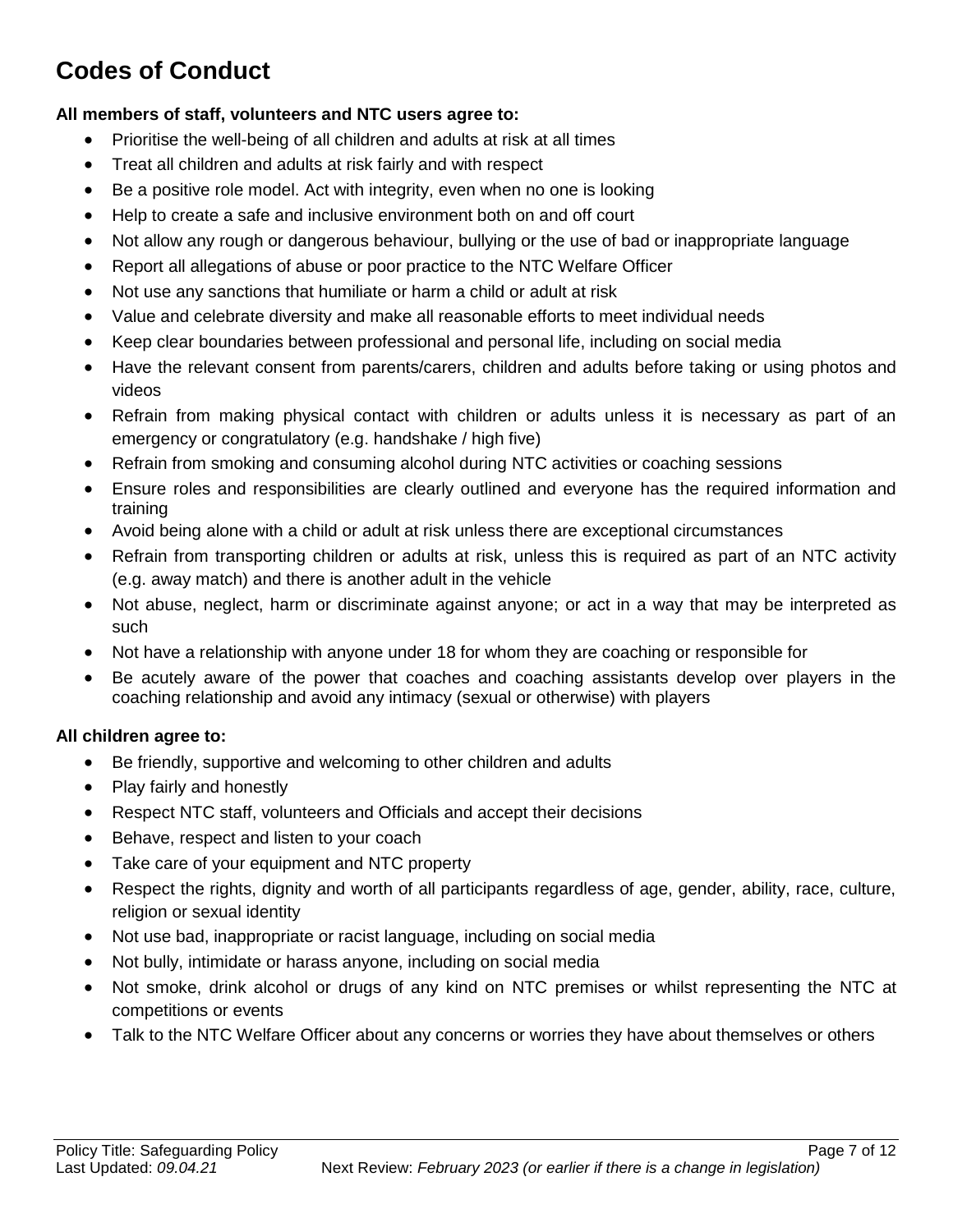# Codes of Conduct

**All members of staff, volunteers and NTC users agree to:**

- Prioritise the well-being of all children and adults at risk at all times
- Treat all children and adults at risk fairly and with respect
- Be a positive role model. Act with integrity, even when no one is looking
- Help to create a safe and inclusive environment both on and off court
- Not allow any rough or dangerous behaviour, bullying or the use of bad or inappropriate language
- Report all allegations of abuse or poor practice to the NTC Welfare Officer
- Not use any sanctions that humiliate or harm a child or adult at risk
- Value and celebrate diversity and make all reasonable efforts to meet individual needs
- Keep clear boundaries between professional and personal life, including on social media
- Have the relevant consent from parents/carers, children and adults before taking or using photos and videos
- Refrain from making physical contact with children or adults unless it is necessary as part of an emergency or congratulatory (e.g. handshake / high five)
- Refrain from smoking and consuming alcohol during NTC activities or coaching sessions
- Ensure roles and responsibilities are clearly outlined and everyone has the required information and training
- Avoid being alone with a child or adult at risk unless there are exceptional circumstances
- Refrain from transporting children or adults at risk, unless this is required as part of an NTC activity (e.g. away match) and there is another adult in the vehicle
- Not abuse, neglect, harm or discriminate against anyone; or act in a way that may be interpreted as such
- Not have a relationship with anyone under 18 for whom they are coaching or responsible for
- Be acutely aware of the power that coaches and coaching assistants develop over players in the coaching relationship and avoid any intimacy (sexual or otherwise) with players

**All children agree to:**

- Be friendly, supportive and welcoming to other children and adults
- Play fairly and honestly
- Respect NTC staff, volunteers and Officials and accept their decisions
- Behave, respect and listen to your coach
- Take care of your equipment and NTC property
- Respect the rights, dignity and worth of all participants regardless of age, gender, ability, race, culture, religion or sexual identity
- Not use bad, inappropriate or racist language, including on social media
- Not bully, intimidate or harass anyone, including on social media
- Not smoke, drink alcohol or drugs of any kind on NTC premises or whilst representing the NTC at competitions or events
- Talk to the NTC Welfare Officer about any concerns or worries they have about themselves or others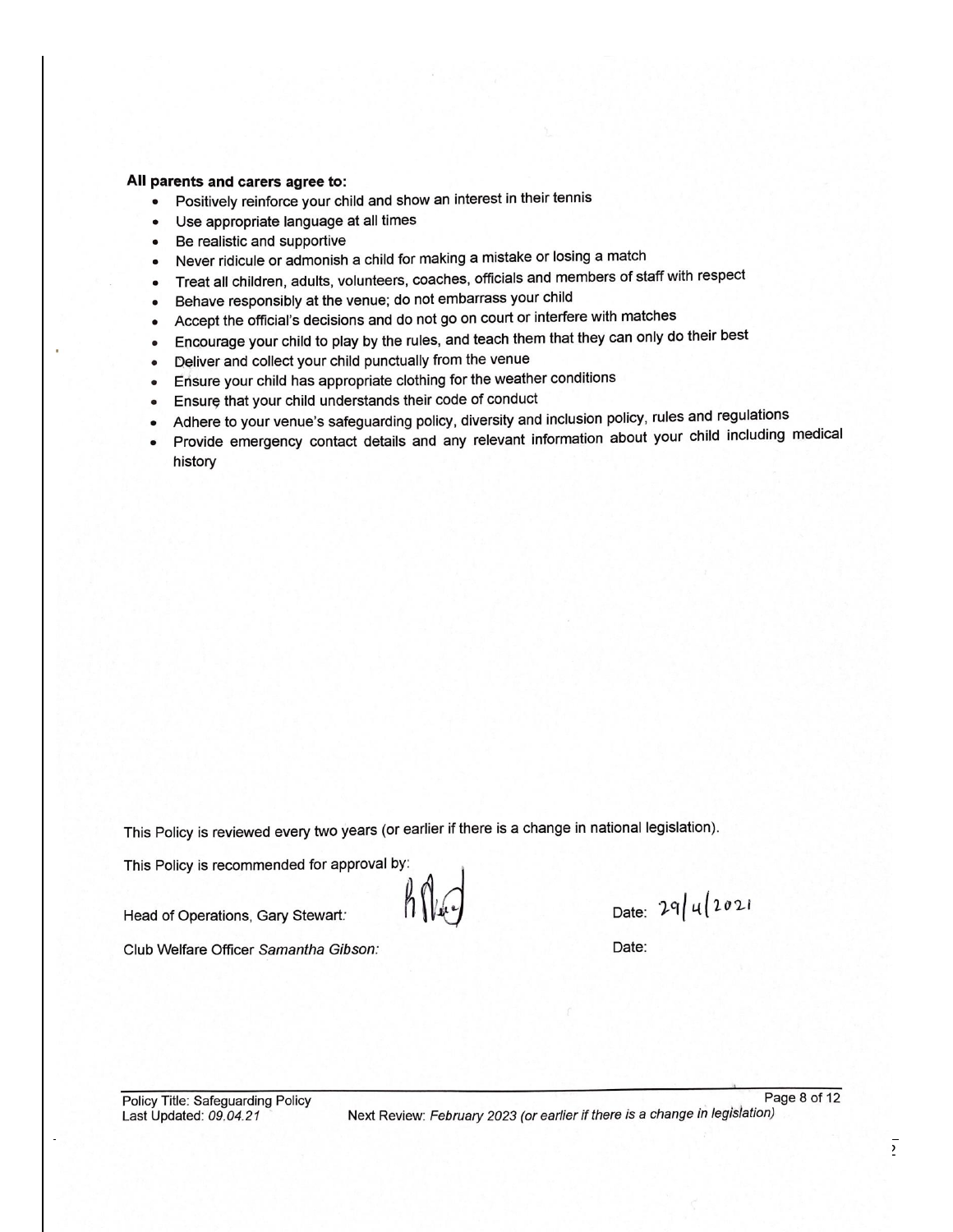**All parents and carers agree to:**

- Positively reinforce your child and show an interest in their tennis
- Use appropriate language at all times
- Be realistic and supportive
- Never ridicule or admonish a child for making a mistake or losing a match
- Treat all children, adults, volunteers, coaches, officials and members of staff with respect
- Behave responsibly at the venue; do not embarrass your child
- Accept the official's decisions and do not go on court or interfere with matches
- Encourage your child to play by the rules, and teach them that they can only do their best
- Deliver and collect your child punctually from the venue
- Ensure your child has appropriate clothing for the weather conditions
- Ensure that your child understands their code of conduct
- Adhere to your venue's safeguarding policy, diversity and inclusion policy, rules and regulations
- Provide emergency contact details and any relevant information about your child including medical history

This Policy is reviewed every two years (or earlier if there is a change in national legislation).

This Policy is recommended for approval by:

Head of Operations, Gary Stewart: [signature] Date: 29/4/2021

Club Welfare Officer *Samantha Gibson:* Date:

Policy Title: Safeguarding Policy
Last Updated: *09.04.21*
Next Review: *February 2023 (or earlier if there is a change in legislation)*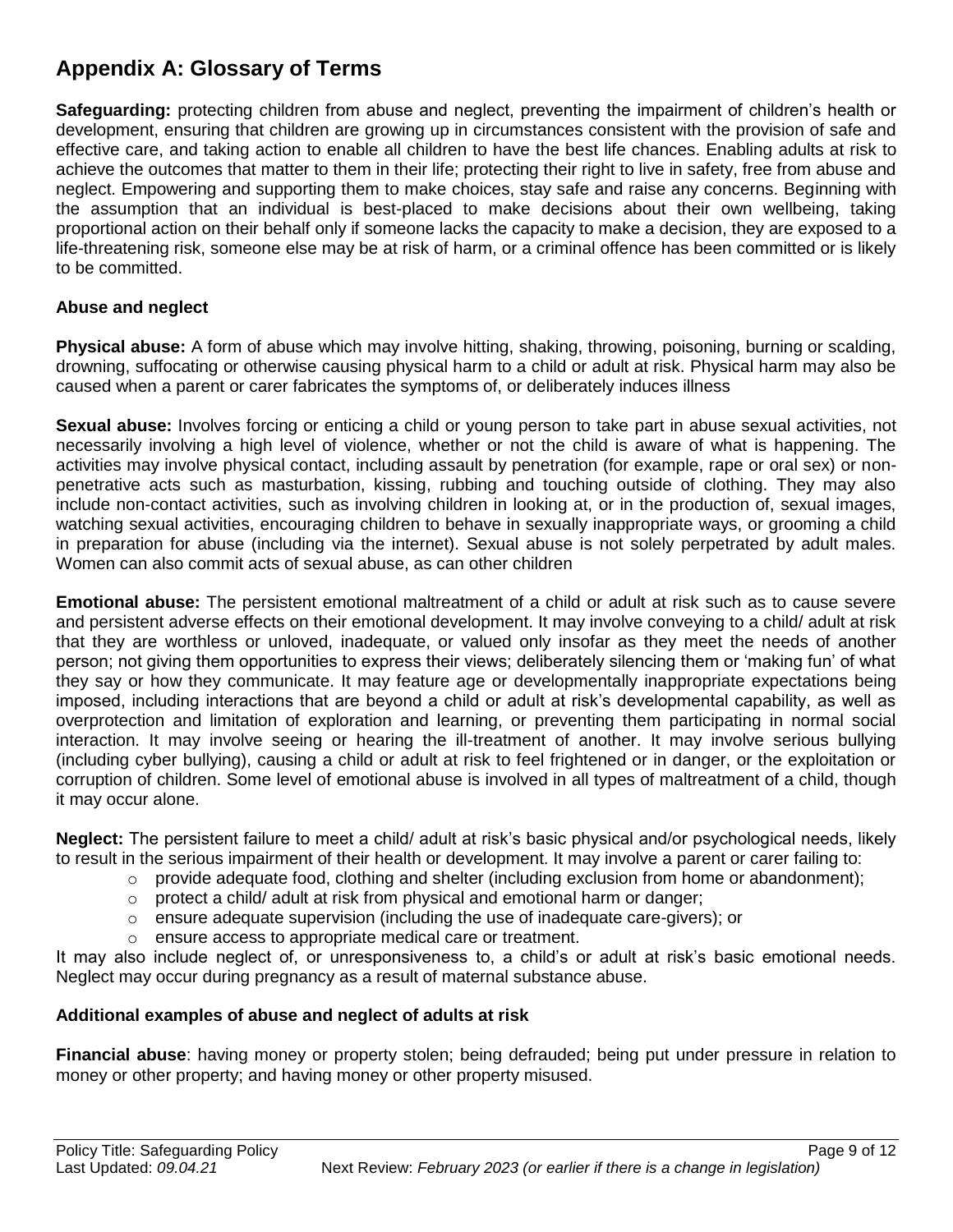## Appendix A: Glossary of Terms

**Safeguarding:** protecting children from abuse and neglect, preventing the impairment of children's health or development, ensuring that children are growing up in circumstances consistent with the provision of safe and effective care, and taking action to enable all children to have the best life chances. Enabling adults at risk to achieve the outcomes that matter to them in their life; protecting their right to live in safety, free from abuse and neglect. Empowering and supporting them to make choices, stay safe and raise any concerns. Beginning with the assumption that an individual is best-placed to make decisions about their own wellbeing, taking proportional action on their behalf only if someone lacks the capacity to make a decision, they are exposed to a life-threatening risk, someone else may be at risk of harm, or a criminal offence has been committed or is likely to be committed.

### Abuse and neglect

**Physical abuse:** A form of abuse which may involve hitting, shaking, throwing, poisoning, burning or scalding, drowning, suffocating or otherwise causing physical harm to a child or adult at risk. Physical harm may also be caused when a parent or carer fabricates the symptoms of, or deliberately induces illness

**Sexual abuse:** Involves forcing or enticing a child or young person to take part in abuse sexual activities, not necessarily involving a high level of violence, whether or not the child is aware of what is happening. The activities may involve physical contact, including assault by penetration (for example, rape or oral sex) or non-penetrative acts such as masturbation, kissing, rubbing and touching outside of clothing. They may also include non-contact activities, such as involving children in looking at, or in the production of, sexual images, watching sexual activities, encouraging children to behave in sexually inappropriate ways, or grooming a child in preparation for abuse (including via the internet). Sexual abuse is not solely perpetrated by adult males. Women can also commit acts of sexual abuse, as can other children

**Emotional abuse:** The persistent emotional maltreatment of a child or adult at risk such as to cause severe and persistent adverse effects on their emotional development. It may involve conveying to a child/ adult at risk that they are worthless or unloved, inadequate, or valued only insofar as they meet the needs of another person; not giving them opportunities to express their views; deliberately silencing them or 'making fun' of what they say or how they communicate. It may feature age or developmentally inappropriate expectations being imposed, including interactions that are beyond a child or adult at risk's developmental capability, as well as overprotection and limitation of exploration and learning, or preventing them participating in normal social interaction. It may involve seeing or hearing the ill-treatment of another. It may involve serious bullying (including cyber bullying), causing a child or adult at risk to feel frightened or in danger, or the exploitation or corruption of children. Some level of emotional abuse is involved in all types of maltreatment of a child, though it may occur alone.

**Neglect:** The persistent failure to meet a child/ adult at risk's basic physical and/or psychological needs, likely to result in the serious impairment of their health or development. It may involve a parent or carer failing to:

- provide adequate food, clothing and shelter (including exclusion from home or abandonment);
- protect a child/ adult at risk from physical and emotional harm or danger;
- ensure adequate supervision (including the use of inadequate care-givers); or
- ensure access to appropriate medical care or treatment.

It may also include neglect of, or unresponsiveness to, a child's or adult at risk's basic emotional needs. Neglect may occur during pregnancy as a result of maternal substance abuse.

### Additional examples of abuse and neglect of adults at risk

**Financial abuse**: having money or property stolen; being defrauded; being put under pressure in relation to money or other property; and having money or other property misused.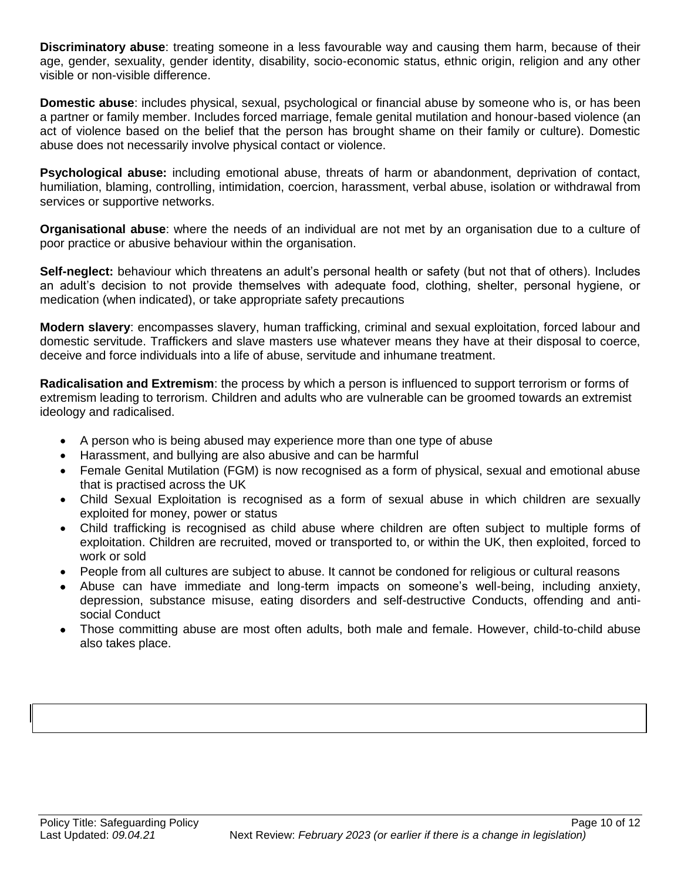**Discriminatory abuse**: treating someone in a less favourable way and causing them harm, because of their age, gender, sexuality, gender identity, disability, socio-economic status, ethnic origin, religion and any other visible or non-visible difference.

**Domestic abuse**: includes physical, sexual, psychological or financial abuse by someone who is, or has been a partner or family member. Includes forced marriage, female genital mutilation and honour-based violence (an act of violence based on the belief that the person has brought shame on their family or culture). Domestic abuse does not necessarily involve physical contact or violence.

**Psychological abuse:** including emotional abuse, threats of harm or abandonment, deprivation of contact, humiliation, blaming, controlling, intimidation, coercion, harassment, verbal abuse, isolation or withdrawal from services or supportive networks.

**Organisational abuse**: where the needs of an individual are not met by an organisation due to a culture of poor practice or abusive behaviour within the organisation.

**Self-neglect:** behaviour which threatens an adult's personal health or safety (but not that of others). Includes an adult's decision to not provide themselves with adequate food, clothing, shelter, personal hygiene, or medication (when indicated), or take appropriate safety precautions

**Modern slavery**: encompasses slavery, human trafficking, criminal and sexual exploitation, forced labour and domestic servitude. Traffickers and slave masters use whatever means they have at their disposal to coerce, deceive and force individuals into a life of abuse, servitude and inhumane treatment.

**Radicalisation and Extremism**: the process by which a person is influenced to support terrorism or forms of extremism leading to terrorism. Children and adults who are vulnerable can be groomed towards an extremist ideology and radicalised.

- A person who is being abused may experience more than one type of abuse
- Harassment, and bullying are also abusive and can be harmful
- Female Genital Mutilation (FGM) is now recognised as a form of physical, sexual and emotional abuse that is practised across the UK
- Child Sexual Exploitation is recognised as a form of sexual abuse in which children are sexually exploited for money, power or status
- Child trafficking is recognised as child abuse where children are often subject to multiple forms of exploitation. Children are recruited, moved or transported to, or within the UK, then exploited, forced to work or sold
- People from all cultures are subject to abuse. It cannot be condoned for religious or cultural reasons
- Abuse can have immediate and long-term impacts on someone's well-being, including anxiety, depression, substance misuse, eating disorders and self-destructive Conducts, offending and anti-social Conduct
- Those committing abuse are most often adults, both male and female. However, child-to-child abuse also takes place.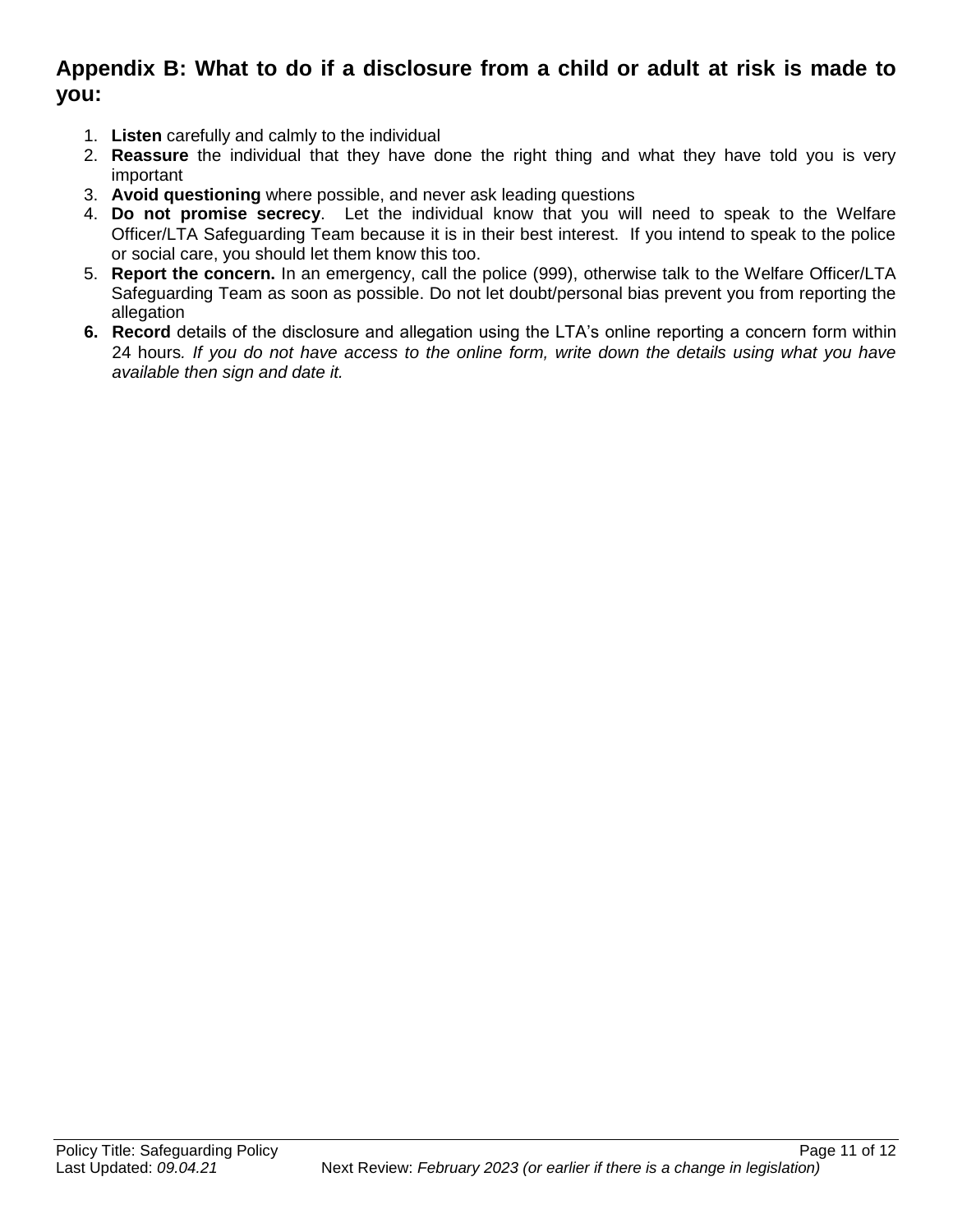## Appendix B: What to do if a disclosure from a child or adult at risk is made to you:

1. **Listen** carefully and calmly to the individual
2. **Reassure** the individual that they have done the right thing and what they have told you is very important
3. **Avoid questioning** where possible, and never ask leading questions
4. **Do not promise secrecy**. Let the individual know that you will need to speak to the Welfare Officer/LTA Safeguarding Team because it is in their best interest. If you intend to speak to the police or social care, you should let them know this too.
5. **Report the concern.** In an emergency, call the police (999), otherwise talk to the Welfare Officer/LTA Safeguarding Team as soon as possible. Do not let doubt/personal bias prevent you from reporting the allegation
6. **Record** details of the disclosure and allegation using the LTA's online reporting a concern form within 24 hours. *If you do not have access to the online form, write down the details using what you have available then sign and date it.*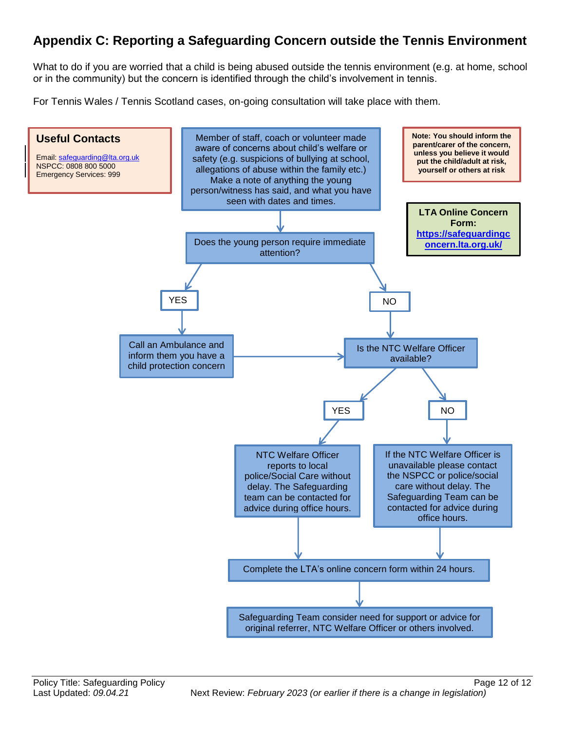## Appendix C: Reporting a Safeguarding Concern outside the Tennis Environment

What to do if you are worried that a child is being abused outside the tennis environment (e.g. at home, school or in the community) but the concern is identified through the child's involvement in tennis.

For Tennis Wales / Tennis Scotland cases, on-going consultation will take place with them.

**Useful Contacts**

Email: safeguarding@lta.org.uk
NSPCC: 0808 800 5000
Emergency Services: 999

**Note: You should inform the parent/carer of the concern, unless you believe it would put the child/adult at risk, yourself or others at risk**

**LTA Online Concern Form: https://safeguardingconcern.lta.org.uk/**

Member of staff, coach or volunteer made aware of concerns about child's welfare or safety (e.g. suspicions of bullying at school, allegations of abuse within the family etc.) Make a note of anything the young person/witness has said, and what you have seen with dates and times.

Does the young person require immediate attention?

YES

Call an Ambulance and inform them you have a child protection concern

NO

Is the NTC Welfare Officer available?

YES

NTC Welfare Officer reports to local police/Social Care without delay. The Safeguarding team can be contacted for advice during office hours.

NO

If the NTC Welfare Officer is unavailable please contact the NSPCC or police/social care without delay. The Safeguarding Team can be contacted for advice during office hours.

Complete the LTA's online concern form within 24 hours.

Safeguarding Team consider need for support or advice for original referrer, NTC Welfare Officer or others involved.

Policy Title: Safeguarding Policy
Last Updated: *09.04.21*
Next Review: *February 2023 (or earlier if there is a change in legislation)*